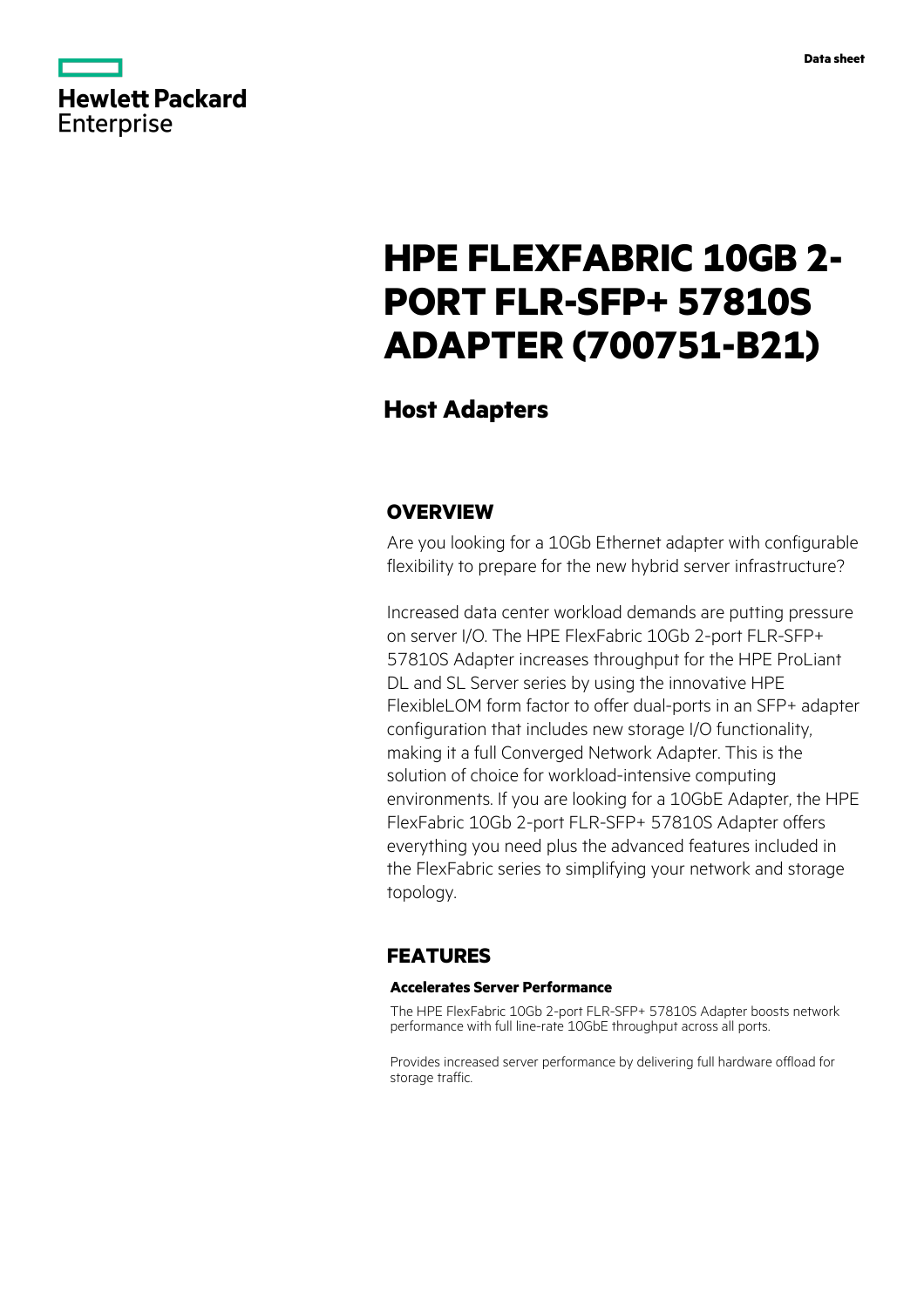Hewlett Packard Enterprise

Data sheet

# HPE FLEXFABRIC 10GB 2-PORT FLR-SFP+ 57810S ADAPTER (700751-B21)

## Host Adapters

## OVERVIEW

Are you looking for a 10Gb Ethernet adapter with configurable flexibility to prepare for the new hybrid server infrastructure?

Increased data center workload demands are putting pressure on server I/O. The HPE FlexFabric 10Gb 2-port FLR-SFP+ 57810S Adapter increases throughput for the HPE ProLiant DL and SL Server series by using the innovative HPE FlexibleLOM form factor to offer dual-ports in an SFP+ adapter configuration that includes new storage I/O functionality, making it a full Converged Network Adapter. This is the solution of choice for workload-intensive computing environments. If you are looking for a 10GbE Adapter, the HPE FlexFabric 10Gb 2-port FLR-SFP+ 57810S Adapter offers everything you need plus the advanced features included in the FlexFabric series to simplifying your network and storage topology.

## FEATURES

### Accelerates Server Performance

The HPE FlexFabric 10Gb 2-port FLR-SFP+ 57810S Adapter boosts network performance with full line-rate 10GbE throughput across all ports.

Provides increased server performance by delivering full hardware offload for storage traffic.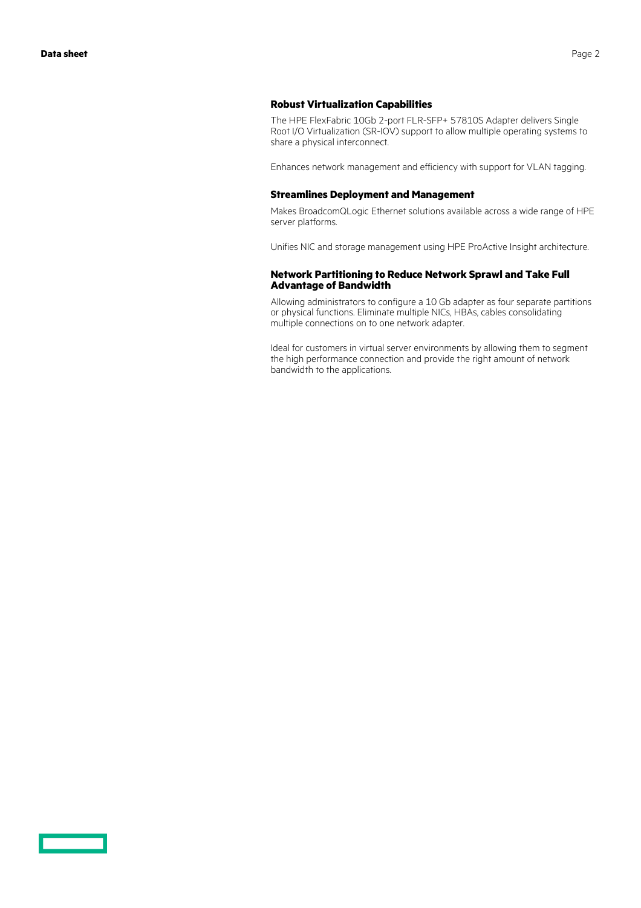### Robust Virtualization Capabilities

The HPE FlexFabric 10Gb 2-port FLR-SFP+ 57810S Adapter delivers Single Root I/O Virtualization (SR-IOV) support to allow multiple operating systems to share a physical interconnect.

Enhances network management and efficiency with support for VLAN tagging.

### Streamlines Deployment and Management

Makes BroadcomQLogic Ethernet solutions available across a wide range of HPE server platforms.

Unifies NIC and storage management using HPE ProActive Insight architecture.

### Network Partitioning to Reduce Network Sprawl and Take Full Advantage of Bandwidth

Allowing administrators to configure a 10 Gb adapter as four separate partitions or physical functions. Eliminate multiple NICs, HBAs, cables consolidating multiple connections on to one network adapter.

Ideal for customers in virtual server environments by allowing them to segment the high performance connection and provide the right amount of network bandwidth to the applications.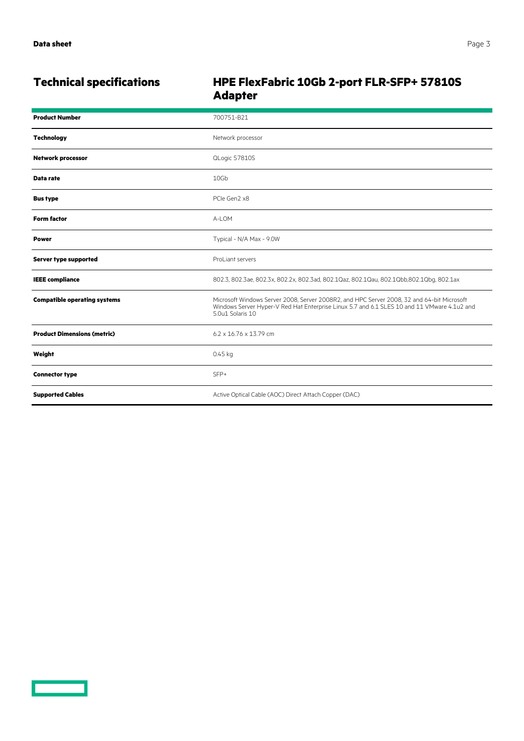## Technical specifications

## HPE FlexFabric 10Gb 2-port FLR-SFP+ 57810S Adapter

| | |
|---|---|
| **Product Number** | 700751-B21 |
| **Technology** | Network processor |
| **Network processor** | QLogic 57810S |
| **Data rate** | 10Gb |
| **Bus type** | PCIe Gen2 x8 |
| **Form factor** | A-LOM |
| **Power** | Typical - N/A Max - 9.0W |
| **Server type supported** | ProLiant servers |
| **IEEE compliance** | 802.3, 802.3ae, 802.3x, 802.2x, 802.3ad, 802.1Qaz, 802.1Qau, 802.1Qbb,802.1Qbg, 802.1ax |
| **Compatible operating systems** | Microsoft Windows Server 2008, Server 2008R2, and HPC Server 2008, 32 and 64-bit Microsoft Windows Server Hyper-V Red Hat Enterprise Linux 5.7 and 6.1 SLES 10 and 11 VMware 4.1u2 and 5.0u1 Solaris 10 |
| **Product Dimensions (metric)** | 6.2 x 16.76 x 13.79 cm |
| **Weight** | 0.45 kg |
| **Connector type** | SFP+ |
| **Supported Cables** | Active Optical Cable (AOC) Direct Attach Copper (DAC) |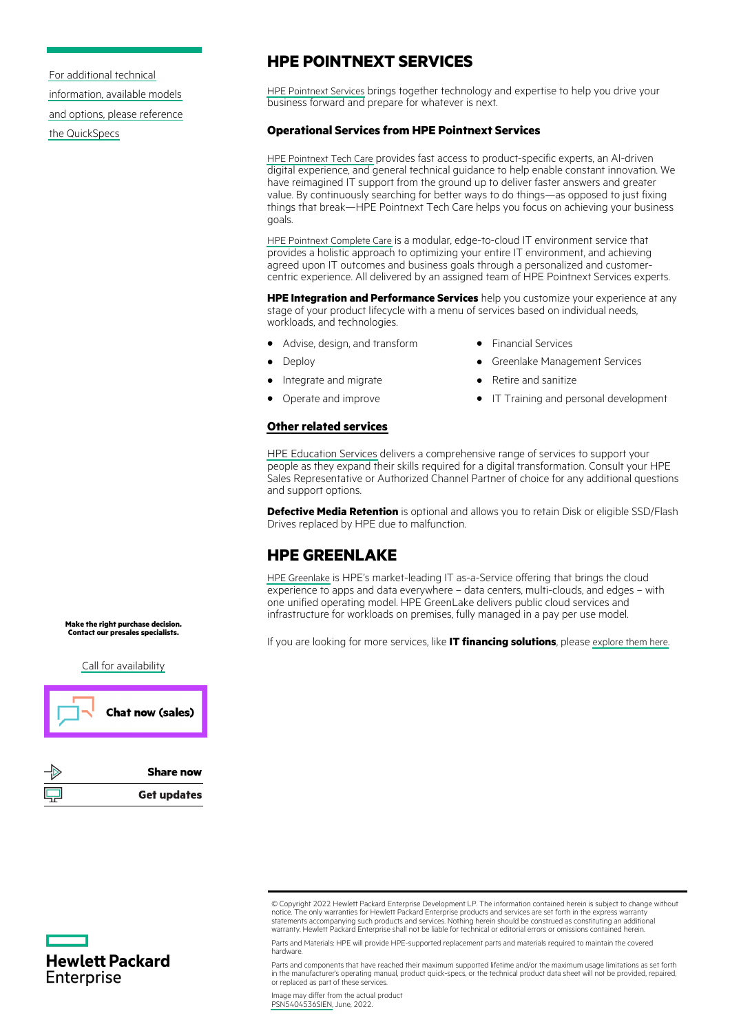For additional technical information, available models and options, please reference the QuickSpecs

## HPE POINTNEXT SERVICES

HPE Pointnext Services brings together technology and expertise to help you drive your business forward and prepare for whatever is next.

### Operational Services from HPE Pointnext Services

HPE Pointnext Tech Care provides fast access to product-specific experts, an AI-driven digital experience, and general technical guidance to help enable constant innovation. We have reimagined IT support from the ground up to deliver faster answers and greater value. By continuously searching for better ways to do things—as opposed to just fixing things that break—HPE Pointnext Tech Care helps you focus on achieving your business goals.

HPE Pointnext Complete Care is a modular, edge-to-cloud IT environment service that provides a holistic approach to optimizing your entire IT environment, and achieving agreed upon IT outcomes and business goals through a personalized and customer-centric experience. All delivered by an assigned team of HPE Pointnext Services experts.

**HPE Integration and Performance Services** help you customize your experience at any stage of your product lifecycle with a menu of services based on individual needs, workloads, and technologies.

- Advise, design, and transform
- Deploy
- Integrate and migrate
- Operate and improve
- Financial Services
- Greenlake Management Services
- Retire and sanitize
- IT Training and personal development

### Other related services

HPE Education Services delivers a comprehensive range of services to support your people as they expand their skills required for a digital transformation. Consult your HPE Sales Representative or Authorized Channel Partner of choice for any additional questions and support options.

**Defective Media Retention** is optional and allows you to retain Disk or eligible SSD/Flash Drives replaced by HPE due to malfunction.

## HPE GREENLAKE

HPE Greenlake is HPE's market-leading IT as-a-Service offering that brings the cloud experience to apps and data everywhere – data centers, multi-clouds, and edges – with one unified operating model. HPE GreenLake delivers public cloud services and infrastructure for workloads on premises, fully managed in a pay per use model.

If you are looking for more services, like **IT financing solutions**, please explore them here.

**Make the right purchase decision. Contact our presales specialists.**

Call for availability

Chat now (sales)

Share now

Get updates

Hewlett Packard Enterprise

© Copyright 2022 Hewlett Packard Enterprise Development LP. The information contained herein is subject to change without notice. The only warranties for Hewlett Packard Enterprise products and services are set forth in the express warranty statements accompanying such products and services. Nothing herein should be construed as constituting an additional warranty. Hewlett Packard Enterprise shall not be liable for technical or editorial errors or omissions contained herein.

Parts and Materials: HPE will provide HPE-supported replacement parts and materials required to maintain the covered hardware.

Parts and components that have reached their maximum supported lifetime and/or the maximum usage limitations as set forth in the manufacturer's operating manual, product quick-specs, or the technical product data sheet will not be provided, repaired, or replaced as part of these services.

Image may differ from the actual product

PSN5404536SIEN, June, 2022.